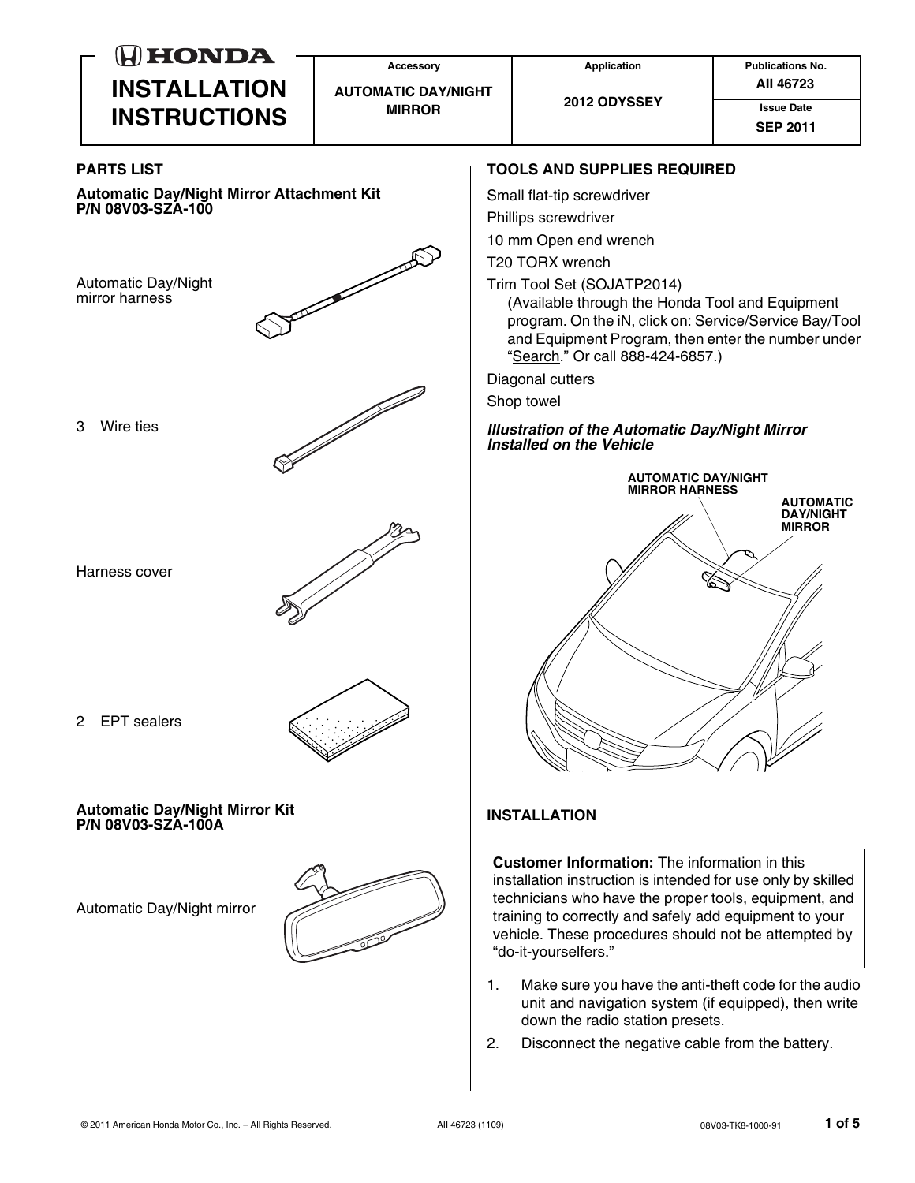# HONDA INSTALLATION INSTRUCTIONS

| Accessory | Application | Publications No. |
|---|---|---|
| AUTOMATIC DAY/NIGHT MIRROR | 2012 ODYSSEY | AII 46723 |
| | | **Issue Date** |
| | | SEP 2011 |

## PARTS LIST

**Automatic Day/Night Mirror Attachment Kit P/N 08V03-SZA-100**

Automatic Day/Night mirror harness

3 Wire ties

Harness cover

2 EPT sealers

**Automatic Day/Night Mirror Kit P/N 08V03-SZA-100A**

Automatic Day/Night mirror

## TOOLS AND SUPPLIES REQUIRED

Small flat-tip screwdriver

Phillips screwdriver

10 mm Open end wrench

T20 TORX wrench

Trim Tool Set (SOJATP2014)
(Available through the Honda Tool and Equipment program. On the iN, click on: Service/Service Bay/Tool and Equipment Program, then enter the number under "Search." Or call 888-424-6857.)

Diagonal cutters

Shop towel

***Illustration of the Automatic Day/Night Mirror Installed on the Vehicle***

AUTOMATIC DAY/NIGHT MIRROR HARNESS

AUTOMATIC DAY/NIGHT MIRROR

## INSTALLATION

**Customer Information:** The information in this installation instruction is intended for use only by skilled technicians who have the proper tools, equipment, and training to correctly and safely add equipment to your vehicle. These procedures should not be attempted by "do-it-yourselfers."

1. Make sure you have the anti-theft code for the audio unit and navigation system (if equipped), then write down the radio station presets.
2. Disconnect the negative cable from the battery.

© 2011 American Honda Motor Co., Inc. – All Rights Reserved. AII 46723 (1109) 08V03-TK8-1000-91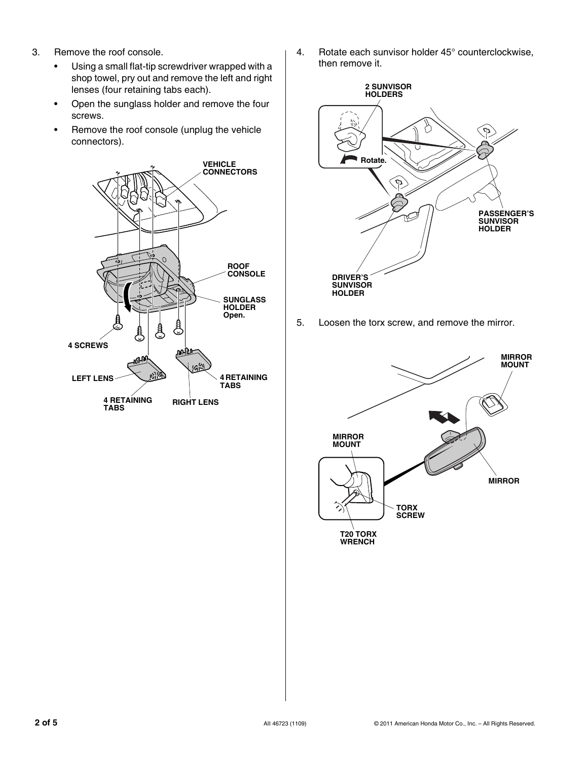3. Remove the roof console.
   - Using a small flat-tip screwdriver wrapped with a shop towel, pry out and remove the left and right lenses (four retaining tabs each).
   - Open the sunglass holder and remove the four screws.
   - Remove the roof console (unplug the vehicle connectors).

VEHICLE CONNECTORS

ROOF CONSOLE

SUNGLASS HOLDER Open.

4 SCREWS

LEFT LENS

4 RETAINING TABS

RIGHT LENS

4 RETAINING TABS

4. Rotate each sunvisor holder 45° counterclockwise, then remove it.

2 SUNVISOR HOLDERS

Rotate.

PASSENGER'S SUNVISOR HOLDER

DRIVER'S SUNVISOR HOLDER

5. Loosen the torx screw, and remove the mirror.

MIRROR MOUNT

MIRROR MOUNT

MIRROR

TORX SCREW

T20 TORX WRENCH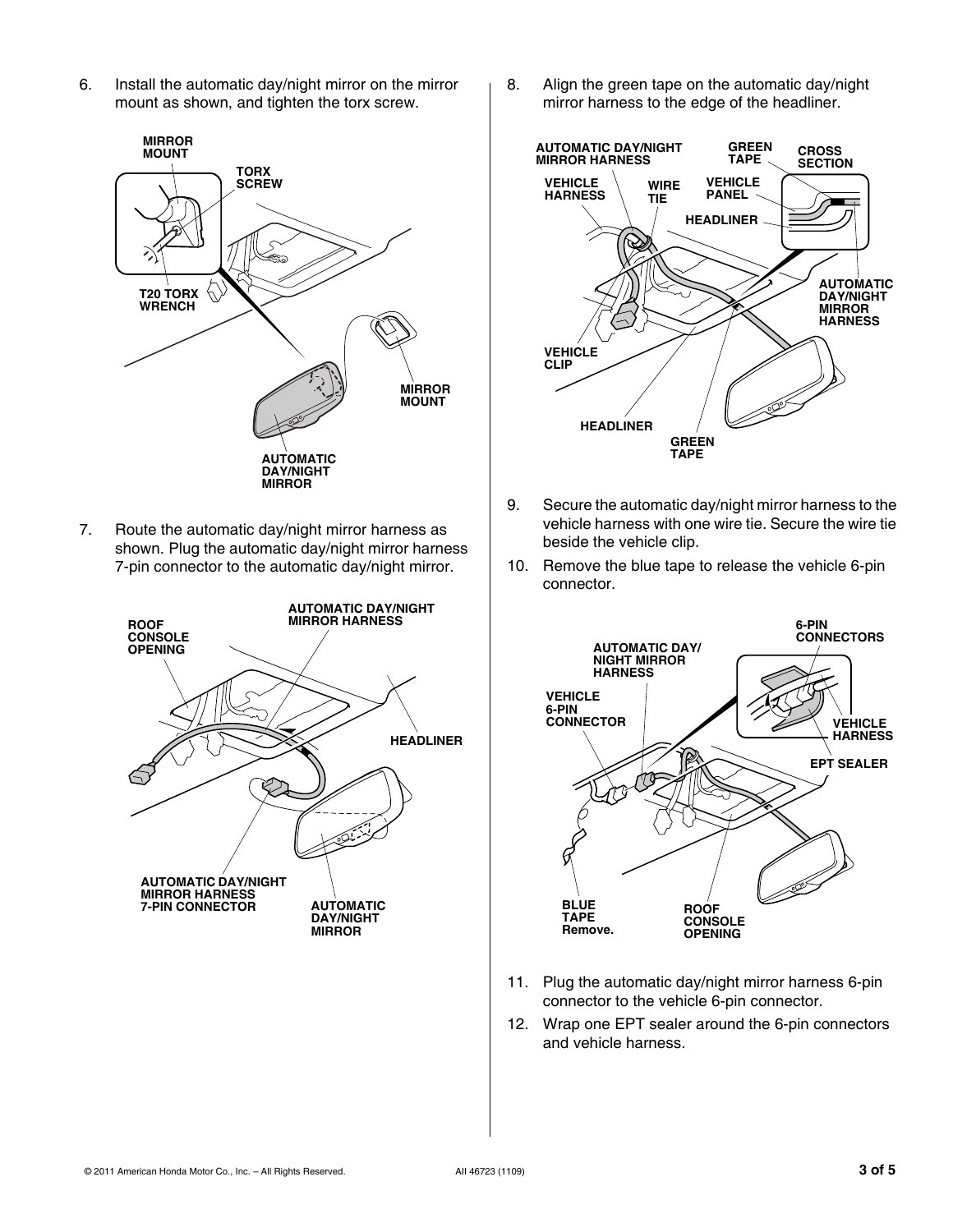6. Install the automatic day/night mirror on the mirror mount as shown, and tighten the torx screw.

MIRROR MOUNT
TORX SCREW
T20 TORX WRENCH
MIRROR MOUNT
AUTOMATIC DAY/NIGHT MIRROR

7. Route the automatic day/night mirror harness as shown. Plug the automatic day/night mirror harness 7-pin connector to the automatic day/night mirror.

ROOF CONSOLE OPENING
AUTOMATIC DAY/NIGHT MIRROR HARNESS
HEADLINER
AUTOMATIC DAY/NIGHT MIRROR HARNESS 7-PIN CONNECTOR
AUTOMATIC DAY/NIGHT MIRROR

8. Align the green tape on the automatic day/night mirror harness to the edge of the headliner.

AUTOMATIC DAY/NIGHT MIRROR HARNESS
VEHICLE HARNESS
WIRE TIE
GREEN TAPE
CROSS SECTION
VEHICLE PANEL
HEADLINER
AUTOMATIC DAY/NIGHT MIRROR HARNESS
VEHICLE CLIP
HEADLINER
GREEN TAPE

9. Secure the automatic day/night mirror harness to the vehicle harness with one wire tie. Secure the wire tie beside the vehicle clip.
10. Remove the blue tape to release the vehicle 6-pin connector.

AUTOMATIC DAY/NIGHT MIRROR HARNESS
6-PIN CONNECTORS
VEHICLE 6-PIN CONNECTOR
VEHICLE HARNESS
EPT SEALER
BLUE TAPE Remove.
ROOF CONSOLE OPENING

11. Plug the automatic day/night mirror harness 6-pin connector to the vehicle 6-pin connector.
12. Wrap one EPT sealer around the 6-pin connectors and vehicle harness.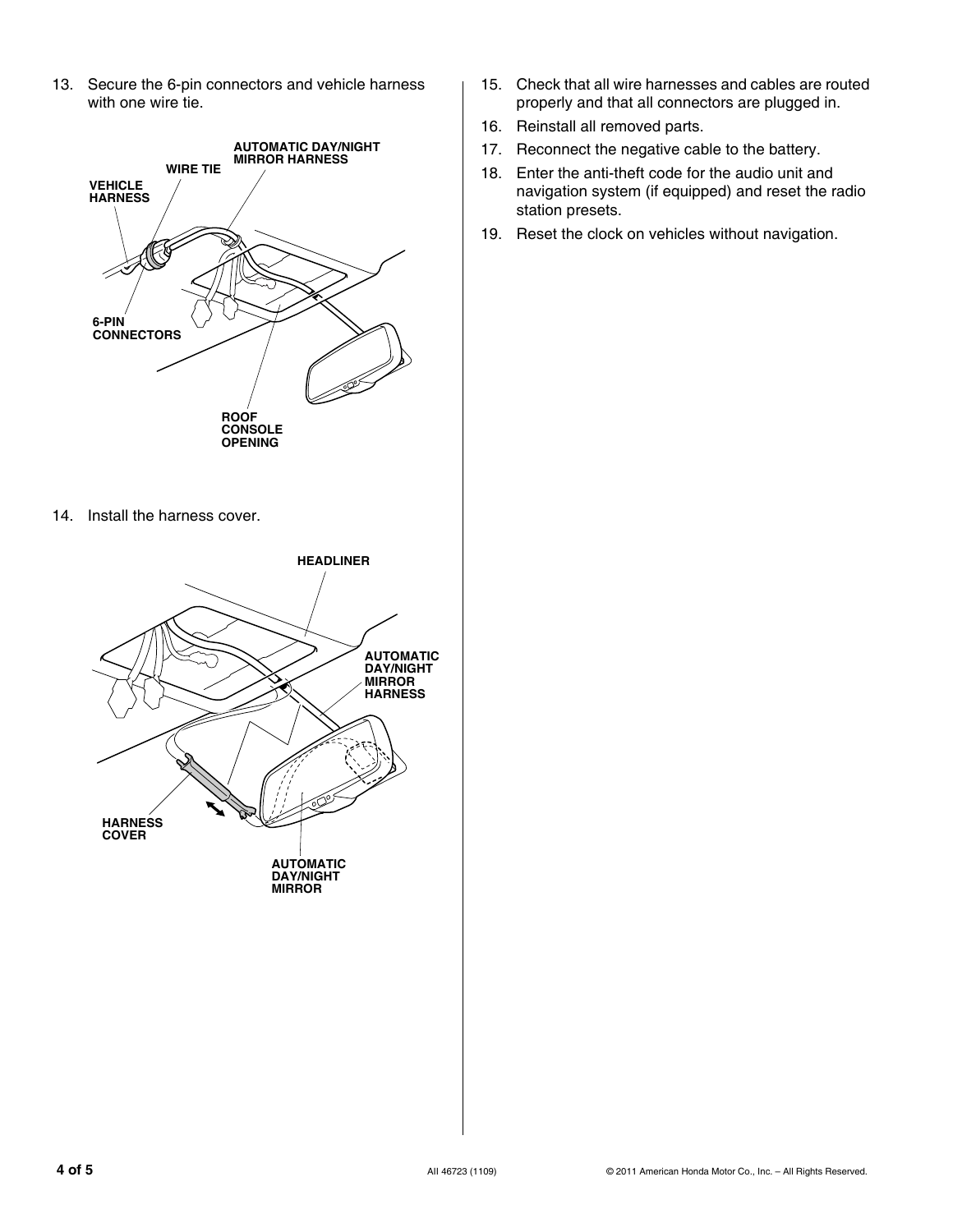13. Secure the 6-pin connectors and vehicle harness with one wire tie.

VEHICLE HARNESS

WIRE TIE

AUTOMATIC DAY/NIGHT MIRROR HARNESS

6-PIN CONNECTORS

ROOF CONSOLE OPENING

14. Install the harness cover.

HEADLINER

AUTOMATIC DAY/NIGHT MIRROR HARNESS

HARNESS COVER

AUTOMATIC DAY/NIGHT MIRROR

15. Check that all wire harnesses and cables are routed properly and that all connectors are plugged in.
16. Reinstall all removed parts.
17. Reconnect the negative cable to the battery.
18. Enter the anti-theft code for the audio unit and navigation system (if equipped) and reset the radio station presets.
19. Reset the clock on vehicles without navigation.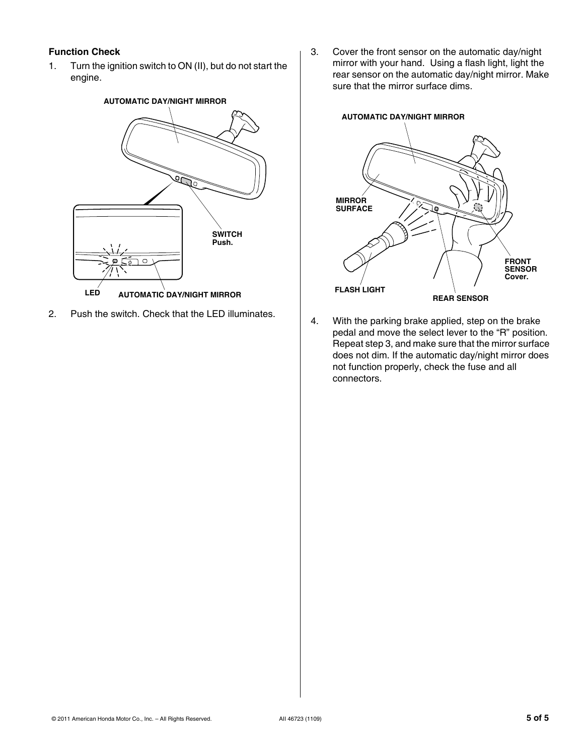**Function Check**

1. Turn the ignition switch to ON (II), but do not start the engine.

AUTOMATIC DAY/NIGHT MIRROR

SWITCH
Push.

LED

AUTOMATIC DAY/NIGHT MIRROR

2. Push the switch. Check that the LED illuminates.

3. Cover the front sensor on the automatic day/night mirror with your hand. Using a flash light, light the rear sensor on the automatic day/night mirror. Make sure that the mirror surface dims.

AUTOMATIC DAY/NIGHT MIRROR

MIRROR SURFACE

FRONT SENSOR
Cover.

FLASH LIGHT

REAR SENSOR

4. With the parking brake applied, step on the brake pedal and move the select lever to the "R" position. Repeat step 3, and make sure that the mirror surface does not dim. If the automatic day/night mirror does not function properly, check the fuse and all connectors.

© 2011 American Honda Motor Co., Inc. – All Rights Reserved. AII 46723 (1109)